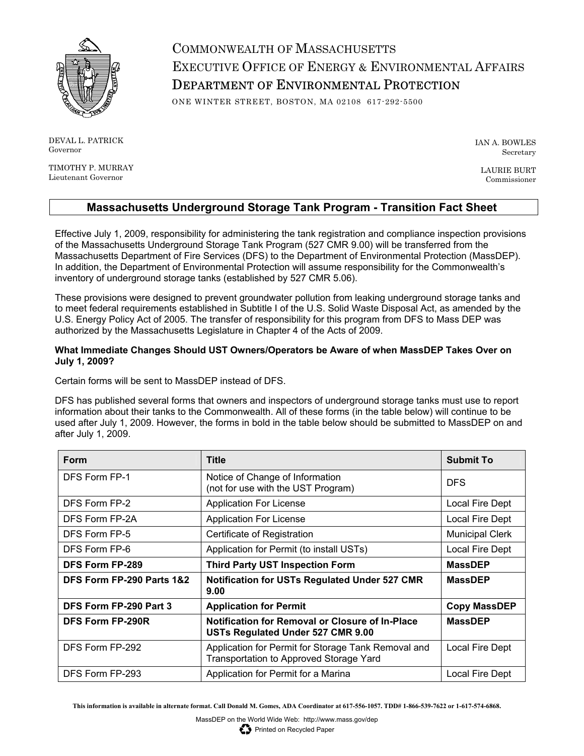# COMMONWEALTH OF MASSACHUSETTS
# EXECUTIVE OFFICE OF ENERGY & ENVIRONMENTAL AFFAIRS
# DEPARTMENT OF ENVIRONMENTAL PROTECTION

ONE WINTER STREET, BOSTON, MA 02108 617-292-5500

DEVAL L. PATRICK
Governor

TIMOTHY P. MURRAY
Lieutenant Governor

IAN A. BOWLES
Secretary

LAURIE BURT
Commissioner

## Massachusetts Underground Storage Tank Program - Transition Fact Sheet

Effective July 1, 2009, responsibility for administering the tank registration and compliance inspection provisions of the Massachusetts Underground Storage Tank Program (527 CMR 9.00) will be transferred from the Massachusetts Department of Fire Services (DFS) to the Department of Environmental Protection (MassDEP). In addition, the Department of Environmental Protection will assume responsibility for the Commonwealth's inventory of underground storage tanks (established by 527 CMR 5.06).

These provisions were designed to prevent groundwater pollution from leaking underground storage tanks and to meet federal requirements established in Subtitle I of the U.S. Solid Waste Disposal Act, as amended by the U.S. Energy Policy Act of 2005. The transfer of responsibility for this program from DFS to Mass DEP was authorized by the Massachusetts Legislature in Chapter 4 of the Acts of 2009.

**What Immediate Changes Should UST Owners/Operators be Aware of when MassDEP Takes Over on July 1, 2009?**

Certain forms will be sent to MassDEP instead of DFS.

DFS has published several forms that owners and inspectors of underground storage tanks must use to report information about their tanks to the Commonwealth. All of these forms (in the table below) will continue to be used after July 1, 2009. However, the forms in bold in the table below should be submitted to MassDEP on and after July 1, 2009.

| Form | Title | Submit To |
|---|---|---|
| DFS Form FP-1 | Notice of Change of Information (not for use with the UST Program) | DFS |
| DFS Form FP-2 | Application For License | Local Fire Dept |
| DFS Form FP-2A | Application For License | Local Fire Dept |
| DFS Form FP-5 | Certificate of Registration | Municipal Clerk |
| DFS Form FP-6 | Application for Permit (to install USTs) | Local Fire Dept |
| **DFS Form FP-289** | **Third Party UST Inspection Form** | **MassDEP** |
| **DFS Form FP-290 Parts 1&2** | **Notification for USTs Regulated Under 527 CMR 9.00** | **MassDEP** |
| **DFS Form FP-290 Part 3** | **Application for Permit** | **Copy MassDEP** |
| **DFS Form FP-290R** | **Notification for Removal or Closure of In-Place USTs Regulated Under 527 CMR 9.00** | **MassDEP** |
| DFS Form FP-292 | Application for Permit for Storage Tank Removal and Transportation to Approved Storage Yard | Local Fire Dept |
| DFS Form FP-293 | Application for Permit for a Marina | Local Fire Dept |

**This information is available in alternate format. Call Donald M. Gomes, ADA Coordinator at 617-556-1057. TDD# 1-866-539-7622 or 1-617-574-6868.**

MassDEP on the World Wide Web: http://www.mass.gov/dep

Printed on Recycled Paper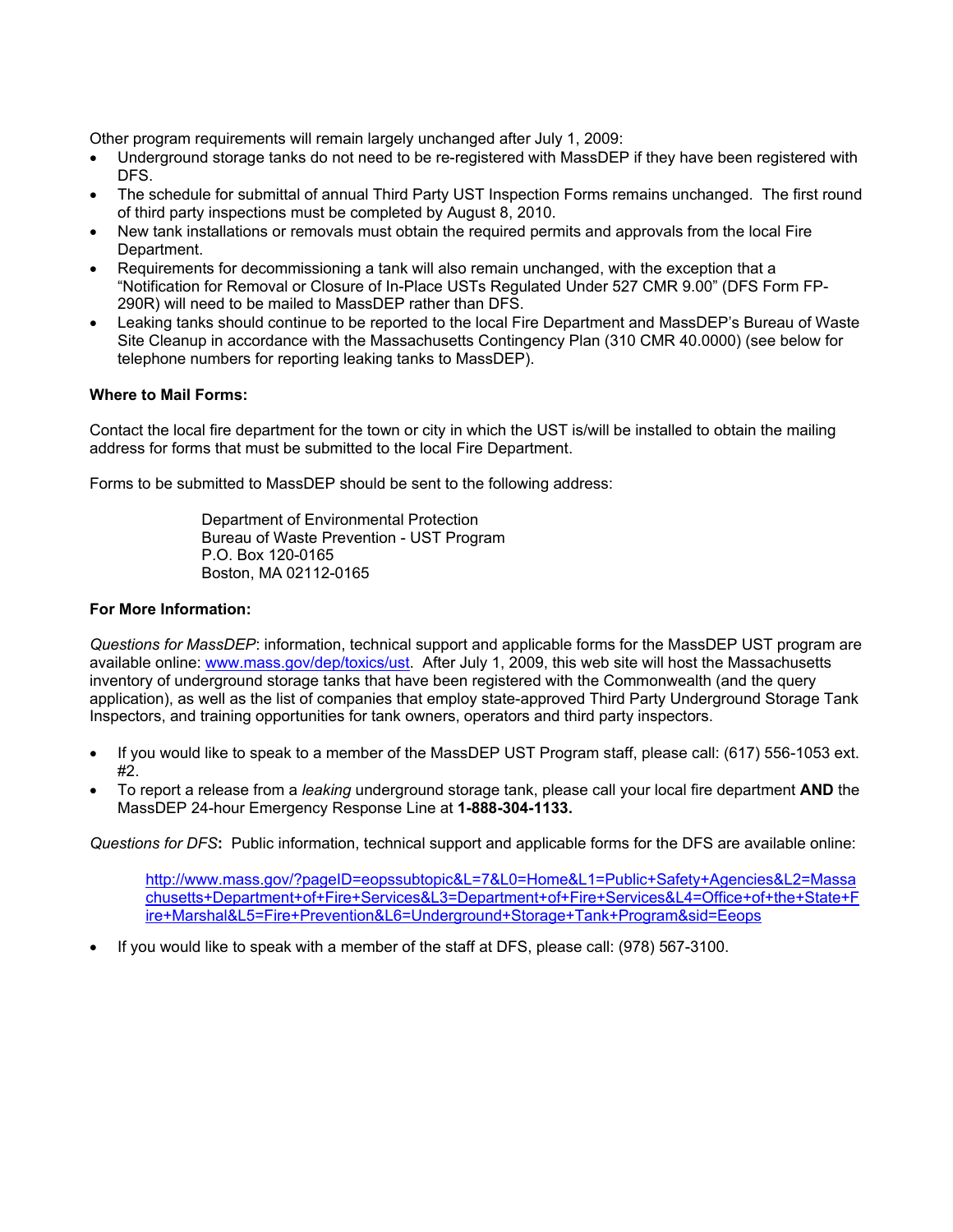Other program requirements will remain largely unchanged after July 1, 2009:

- Underground storage tanks do not need to be re-registered with MassDEP if they have been registered with DFS.
- The schedule for submittal of annual Third Party UST Inspection Forms remains unchanged. The first round of third party inspections must be completed by August 8, 2010.
- New tank installations or removals must obtain the required permits and approvals from the local Fire Department.
- Requirements for decommissioning a tank will also remain unchanged, with the exception that a "Notification for Removal or Closure of In-Place USTs Regulated Under 527 CMR 9.00" (DFS Form FP-290R) will need to be mailed to MassDEP rather than DFS.
- Leaking tanks should continue to be reported to the local Fire Department and MassDEP's Bureau of Waste Site Cleanup in accordance with the Massachusetts Contingency Plan (310 CMR 40.0000) (see below for telephone numbers for reporting leaking tanks to MassDEP).

**Where to Mail Forms:**

Contact the local fire department for the town or city in which the UST is/will be installed to obtain the mailing address for forms that must be submitted to the local Fire Department.

Forms to be submitted to MassDEP should be sent to the following address:

> Department of Environmental Protection
> Bureau of Waste Prevention - UST Program
> P.O. Box 120-0165
> Boston, MA 02112-0165

**For More Information:**

*Questions for MassDEP*: information, technical support and applicable forms for the MassDEP UST program are available online: www.mass.gov/dep/toxics/ust. After July 1, 2009, this web site will host the Massachusetts inventory of underground storage tanks that have been registered with the Commonwealth (and the query application), as well as the list of companies that employ state-approved Third Party Underground Storage Tank Inspectors, and training opportunities for tank owners, operators and third party inspectors.

- If you would like to speak to a member of the MassDEP UST Program staff, please call: (617) 556-1053 ext. #2.
- To report a release from a *leaking* underground storage tank, please call your local fire department **AND** the MassDEP 24-hour Emergency Response Line at **1-888-304-1133.**

*Questions for DFS***:** Public information, technical support and applicable forms for the DFS are available online:

> http://www.mass.gov/?pageID=eopssubtopic&L=7&L0=Home&L1=Public+Safety+Agencies&L2=Massachusetts+Department+of+Fire+Services&L3=Department+of+Fire+Services&L4=Office+of+the+State+Fire+Marshal&L5=Fire+Prevention&L6=Underground+Storage+Tank+Program&sid=Eeops

- If you would like to speak with a member of the staff at DFS, please call: (978) 567-3100.